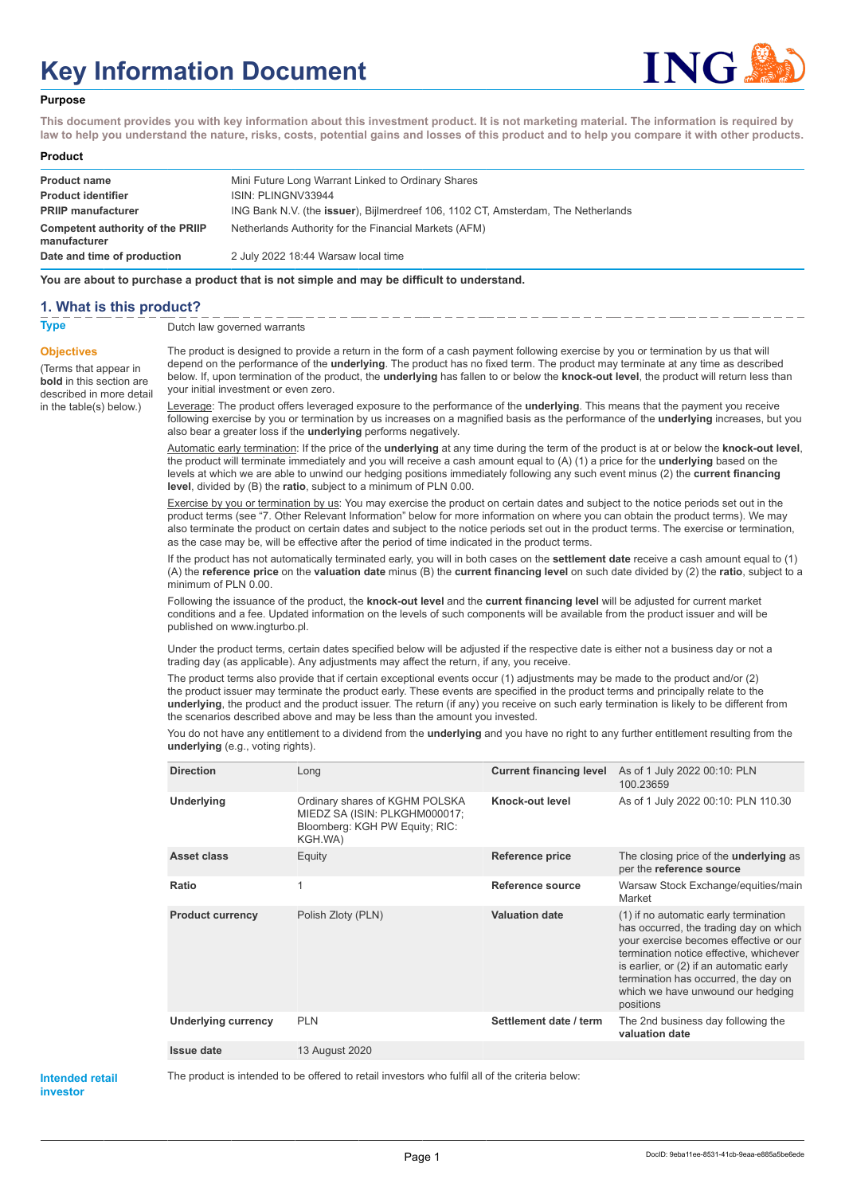# Key Information Document

## Purpose

**This document provides you with key information about this investment product. It is not marketing material. The information is required by law to help you understand the nature, risks, costs, potential gains and losses of this product and to help you compare it with other products.**

## Product

| | |
|---|---|
| **Product name** | Mini Future Long Warrant Linked to Ordinary Shares |
| **Product identifier** | ISIN: PLINGNV33944 |
| **PRIIP manufacturer** | ING Bank N.V. (the **issuer**), Bijlmerdreef 106, 1102 CT, Amsterdam, The Netherlands |
| **Competent authority of the PRIIP manufacturer** | Netherlands Authority for the Financial Markets (AFM) |
| **Date and time of production** | 2 July 2022 18:44 Warsaw local time |

**You are about to purchase a product that is not simple and may be difficult to understand.**

## 1. What is this product?

**Type**

Dutch law governed warrants

**Objectives**

(Terms that appear in **bold** in this section are described in more detail in the table(s) below.)

The product is designed to provide a return in the form of a cash payment following exercise by you or termination by us that will depend on the performance of the **underlying**. The product has no fixed term. The product may terminate at any time as described below. If, upon termination of the product, the **underlying** has fallen to or below the **knock-out level**, the product will return less than your initial investment or even zero.

Leverage: The product offers leveraged exposure to the performance of the **underlying**. This means that the payment you receive following exercise by you or termination by us increases on a magnified basis as the performance of the **underlying** increases, but you also bear a greater loss if the **underlying** performs negatively.

Automatic early termination: If the price of the **underlying** at any time during the term of the product is at or below the **knock-out level**, the product will terminate immediately and you will receive a cash amount equal to (A) (1) a price for the **underlying** based on the levels at which we are able to unwind our hedging positions immediately following any such event minus (2) the **current financing level**, divided by (B) the **ratio**, subject to a minimum of PLN 0.00.

Exercise by you or termination by us: You may exercise the product on certain dates and subject to the notice periods set out in the product terms (see "7. Other Relevant Information" below for more information on where you can obtain the product terms). We may also terminate the product on certain dates and subject to the notice periods set out in the product terms. The exercise or termination, as the case may be, will be effective after the period of time indicated in the product terms.

If the product has not automatically terminated early, you will in both cases on the **settlement date** receive a cash amount equal to (1) (A) the **reference price** on the **valuation date** minus (B) the **current financing level** on such date divided by (2) the **ratio**, subject to a minimum of PLN 0.00.

Following the issuance of the product, the **knock-out level** and the **current financing level** will be adjusted for current market conditions and a fee. Updated information on the levels of such components will be available from the product issuer and will be published on www.ingturbo.pl.

Under the product terms, certain dates specified below will be adjusted if the respective date is either not a business day or not a trading day (as applicable). Any adjustments may affect the return, if any, you receive.

The product terms also provide that if certain exceptional events occur (1) adjustments may be made to the product and/or (2) the product issuer may terminate the product early. These events are specified in the product terms and principally relate to the **underlying**, the product and the product issuer. The return (if any) you receive on such early termination is likely to be different from the scenarios described above and may be less than the amount you invested.

You do not have any entitlement to a dividend from the **underlying** and you have no right to any further entitlement resulting from the **underlying** (e.g., voting rights).

| | | | |
|---|---|---|---|
| **Direction** | Long | **Current financing level** | As of 1 July 2022 00:10: PLN 100.23659 |
| **Underlying** | Ordinary shares of KGHM POLSKA MIEDZ SA (ISIN: PLKGHM000017; Bloomberg: KGH PW Equity; RIC: KGH.WA) | **Knock-out level** | As of 1 July 2022 00:10: PLN 110.30 |
| **Asset class** | Equity | **Reference price** | The closing price of the **underlying** as per the **reference source** |
| **Ratio** | 1 | **Reference source** | Warsaw Stock Exchange/equities/main Market |
| **Product currency** | Polish Zloty (PLN) | **Valuation date** | (1) if no automatic early termination has occurred, the trading day on which your exercise becomes effective or our termination notice effective, whichever is earlier, or (2) if an automatic early termination has occurred, the day on which we have unwound our hedging positions |
| **Underlying currency** | PLN | **Settlement date / term** | The 2nd business day following the **valuation date** |
| **Issue date** | 13 August 2020 | | |

**Intended retail investor**

The product is intended to be offered to retail investors who fulfil all of the criteria below: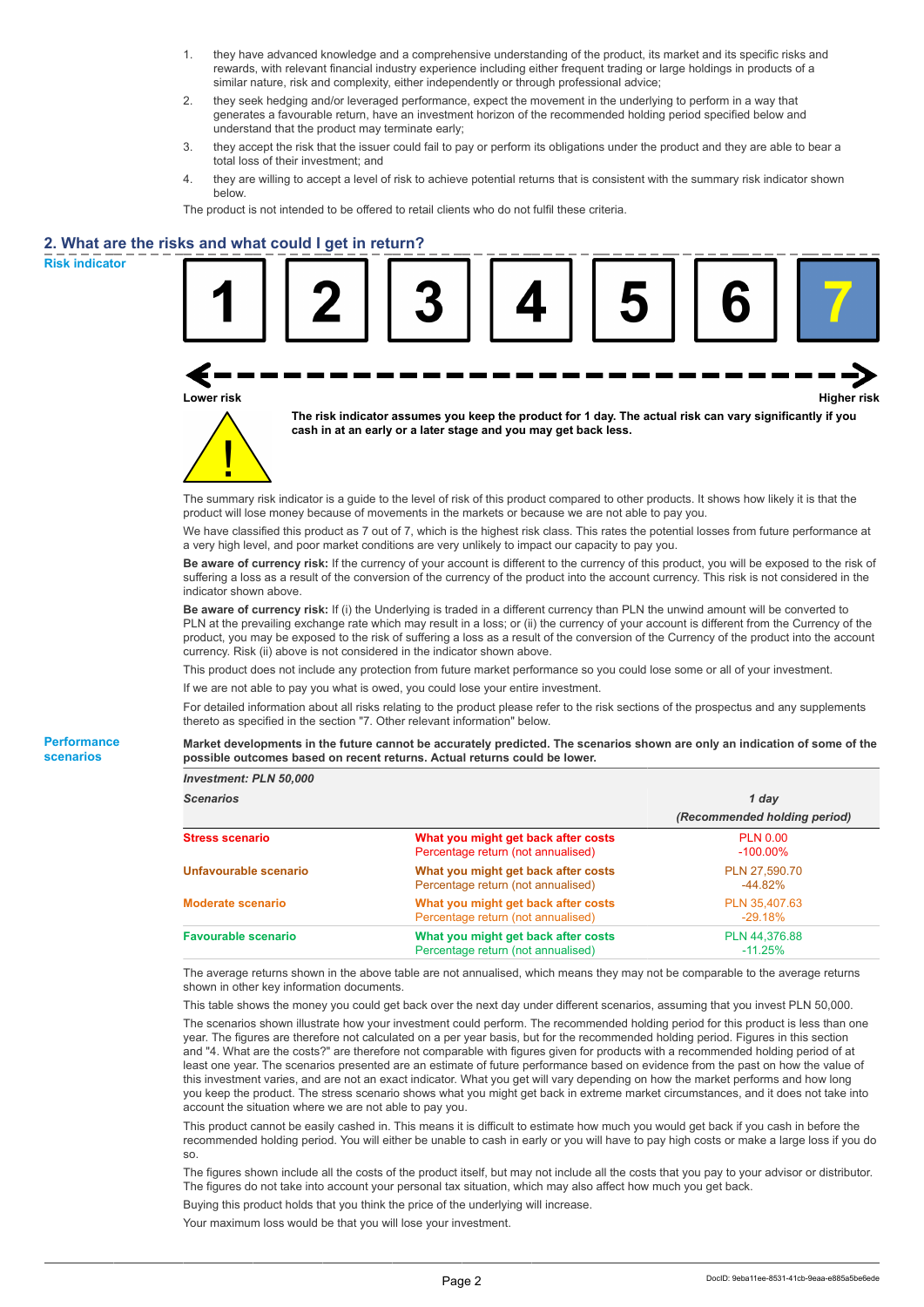1. they have advanced knowledge and a comprehensive understanding of the product, its market and its specific risks and rewards, with relevant financial industry experience including either frequent trading or large holdings in products of a similar nature, risk and complexity, either independently or through professional advice;
2. they seek hedging and/or leveraged performance, expect the movement in the underlying to perform in a way that generates a favourable return, have an investment horizon of the recommended holding period specified below and understand that the product may terminate early;
3. they accept the risk that the issuer could fail to pay or perform its obligations under the product and they are able to bear a total loss of their investment; and
4. they are willing to accept a level of risk to achieve potential returns that is consistent with the summary risk indicator shown below.

The product is not intended to be offered to retail clients who do not fulfil these criteria.

## 2. What are the risks and what could I get in return?

### Risk indicator

| 1 | 2 | 3 | 4 | 5 | 6 | **7** |
|---|---|---|---|---|---|---|

Lower risk ← → Higher risk

**The risk indicator assumes you keep the product for 1 day. The actual risk can vary significantly if you cash in at an early or a later stage and you may get back less.**

The summary risk indicator is a guide to the level of risk of this product compared to other products. It shows how likely it is that the product will lose money because of movements in the markets or because we are not able to pay you.

We have classified this product as 7 out of 7, which is the highest risk class. This rates the potential losses from future performance at a very high level, and poor market conditions are very unlikely to impact our capacity to pay you.

**Be aware of currency risk:** If the currency of your account is different to the currency of this product, you will be exposed to the risk of suffering a loss as a result of the conversion of the currency of the product into the account currency. This risk is not considered in the indicator shown above.

**Be aware of currency risk:** If (i) the Underlying is traded in a different currency than PLN the unwind amount will be converted to PLN at the prevailing exchange rate which may result in a loss; or (ii) the currency of your account is different from the Currency of the product, you may be exposed to the risk of suffering a loss as a result of the conversion of the Currency of the product into the account currency. Risk (ii) above is not considered in the indicator shown above.

This product does not include any protection from future market performance so you could lose some or all of your investment.

If we are not able to pay you what is owed, you could lose your entire investment.

For detailed information about all risks relating to the product please refer to the risk sections of the prospectus and any supplements thereto as specified in the section "7. Other relevant information" below.

### Performance scenarios

**Market developments in the future cannot be accurately predicted. The scenarios shown are only an indication of some of the possible outcomes based on recent returns. Actual returns could be lower.**

| *Investment: PLN 50,000* | | |
|---|---|---|
| ***Scenarios*** | | ***1 day (Recommended holding period)*** |
| **Stress scenario** | **What you might get back after costs** | PLN 0.00 |
| | Percentage return (not annualised) | -100.00% |
| **Unfavourable scenario** | **What you might get back after costs** | PLN 27,590.70 |
| | Percentage return (not annualised) | -44.82% |
| **Moderate scenario** | **What you might get back after costs** | PLN 35,407.63 |
| | Percentage return (not annualised) | -29.18% |
| **Favourable scenario** | **What you might get back after costs** | PLN 44,376.88 |
| | Percentage return (not annualised) | -11.25% |

The average returns shown in the above table are not annualised, which means they may not be comparable to the average returns shown in other key information documents.

This table shows the money you could get back over the next day under different scenarios, assuming that you invest PLN 50,000.

The scenarios shown illustrate how your investment could perform. The recommended holding period for this product is less than one year. The figures are therefore not calculated on a per year basis, but for the recommended holding period. Figures in this section and "4. What are the costs?" are therefore not comparable with figures given for products with a recommended holding period of at least one year. The scenarios presented are an estimate of future performance based on evidence from the past on how the value of this investment varies, and are not an exact indicator. What you get will vary depending on how the market performs and how long you keep the product. The stress scenario shows what you might get back in extreme market circumstances, and it does not take into account the situation where we are not able to pay you.

This product cannot be easily cashed in. This means it is difficult to estimate how much you would get back if you cash in before the recommended holding period. You will either be unable to cash in early or you will have to pay high costs or make a large loss if you do so.

The figures shown include all the costs of the product itself, but may not include all the costs that you pay to your advisor or distributor. The figures do not take into account your personal tax situation, which may also affect how much you get back.

Buying this product holds that you think the price of the underlying will increase.

Your maximum loss would be that you will lose your investment.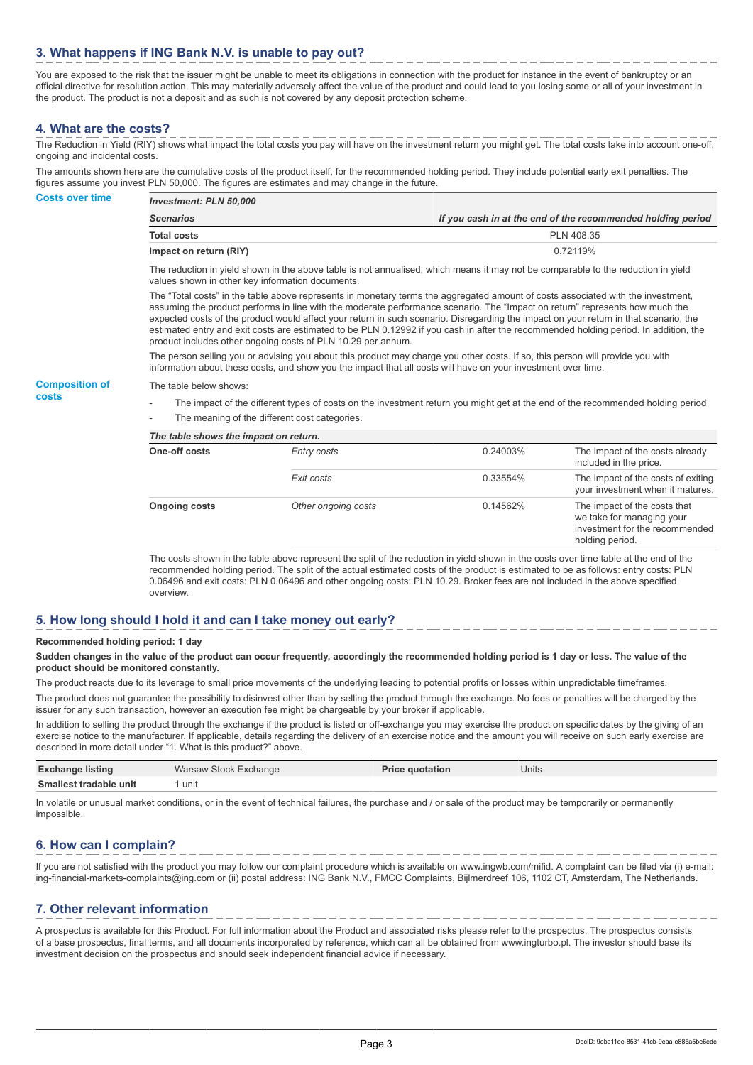## 3. What happens if ING Bank N.V. is unable to pay out?

You are exposed to the risk that the issuer might be unable to meet its obligations in connection with the product for instance in the event of bankruptcy or an official directive for resolution action. This may materially adversely affect the value of the product and could lead to you losing some or all of your investment in the product. The product is not a deposit and as such is not covered by any deposit protection scheme.

## 4. What are the costs?

The Reduction in Yield (RIY) shows what impact the total costs you pay will have on the investment return you might get. The total costs take into account one-off, ongoing and incidental costs.

The amounts shown here are the cumulative costs of the product itself, for the recommended holding period. They include potential early exit penalties. The figures assume you invest PLN 50,000. The figures are estimates and may change in the future.

**Costs over time**

| *Investment: PLN 50,000* | |
|---|---|
| ***Scenarios*** | ***If you cash in at the end of the recommended holding period*** |
| **Total costs** | PLN 408.35 |
| **Impact on return (RIY)** | 0.72119% |

The reduction in yield shown in the above table is not annualised, which means it may not be comparable to the reduction in yield values shown in other key information documents.

The "Total costs" in the table above represents in monetary terms the aggregated amount of costs associated with the investment, assuming the product performs in line with the moderate performance scenario. The "Impact on return" represents how much the expected costs of the product would affect your return in such scenario. Disregarding the impact on your return in that scenario, the estimated entry and exit costs are estimated to be PLN 0.12992 if you cash in after the recommended holding period. In addition, the product includes other ongoing costs of PLN 10.29 per annum.

The person selling you or advising you about this product may charge you other costs. If so, this person will provide you with information about these costs, and show you the impact that all costs will have on your investment over time.

**Composition of costs**

The table below shows:

- The impact of the different types of costs on the investment return you might get at the end of the recommended holding period
- The meaning of the different cost categories.

| *The table shows the impact on return.* | | | |
|---|---|---|---|
| **One-off costs** | *Entry costs* | 0.24003% | The impact of the costs already included in the price. |
| | *Exit costs* | 0.33554% | The impact of the costs of exiting your investment when it matures. |
| **Ongoing costs** | *Other ongoing costs* | 0.14562% | The impact of the costs that we take for managing your investment for the recommended holding period. |

The costs shown in the table above represent the split of the reduction in yield shown in the costs over time table at the end of the recommended holding period. The split of the actual estimated costs of the product is estimated to be as follows: entry costs: PLN 0.06496 and exit costs: PLN 0.06496 and other ongoing costs: PLN 10.29. Broker fees are not included in the above specified overview.

## 5. How long should I hold it and can I take money out early?

**Recommended holding period: 1 day**

**Sudden changes in the value of the product can occur frequently, accordingly the recommended holding period is 1 day or less. The value of the product should be monitored constantly.**

The product reacts due to its leverage to small price movements of the underlying leading to potential profits or losses within unpredictable timeframes.

The product does not guarantee the possibility to disinvest other than by selling the product through the exchange. No fees or penalties will be charged by the issuer for any such transaction, however an execution fee might be chargeable by your broker if applicable.

In addition to selling the product through the exchange if the product is listed or off-exchange you may exercise the product on specific dates by the giving of an exercise notice to the manufacturer. If applicable, details regarding the delivery of an exercise notice and the amount you will receive on such early exercise are described in more detail under "1. What is this product?" above.

| | | | |
|---|---|---|---|
| **Exchange listing** | Warsaw Stock Exchange | **Price quotation** | Units |
| **Smallest tradable unit** | 1 unit | | |

In volatile or unusual market conditions, or in the event of technical failures, the purchase and / or sale of the product may be temporarily or permanently impossible.

## 6. How can I complain?

If you are not satisfied with the product you may follow our complaint procedure which is available on www.ingwb.com/mifid. A complaint can be filed via (i) e-mail: ing-financial-markets-complaints@ing.com or (ii) postal address: ING Bank N.V., FMCC Complaints, Bijlmerdreef 106, 1102 CT, Amsterdam, The Netherlands.

## 7. Other relevant information

A prospectus is available for this Product. For full information about the Product and associated risks please refer to the prospectus. The prospectus consists of a base prospectus, final terms, and all documents incorporated by reference, which can all be obtained from www.ingturbo.pl. The investor should base its investment decision on the prospectus and should seek independent financial advice if necessary.